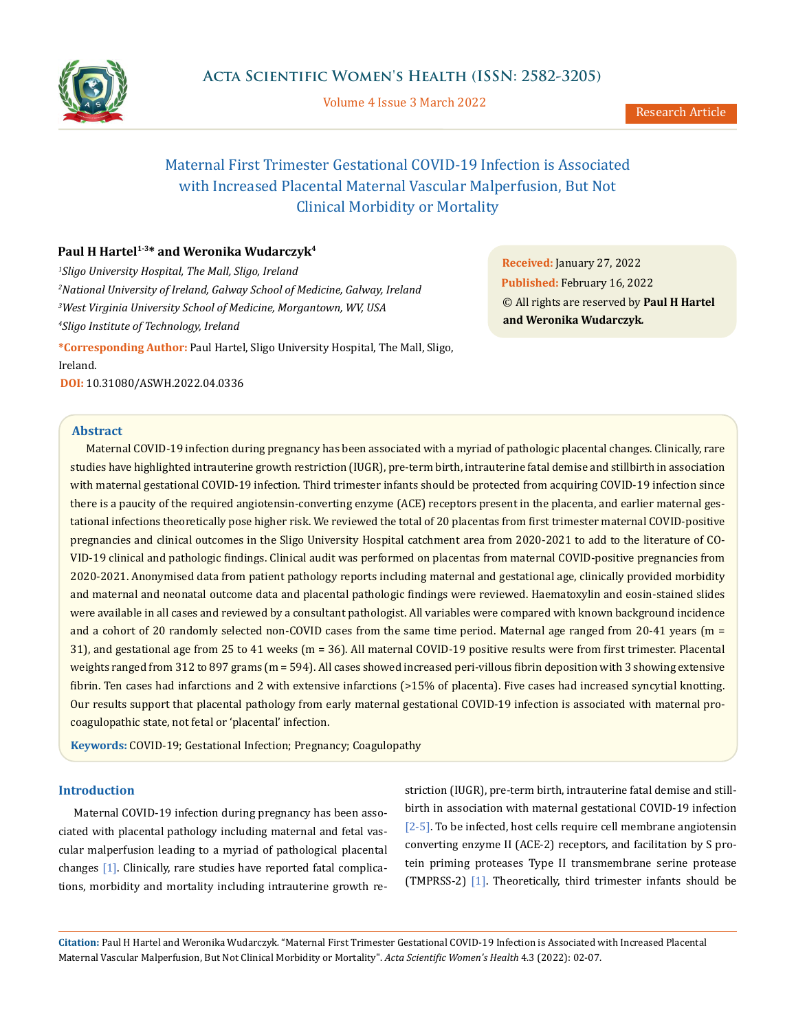# Maternal First Trimester Gestational COVID-19 Infection is Associated with Increased Placental Maternal Vascular Malperfusion, But Not Clinical Morbidity or Mortality

**Paul H Hartel[1-3]* and Weronika Wudarczyk[4]**

[1]*Sligo University Hospital, The Mall, Sligo, Ireland*

[2]*National University of Ireland, Galway School of Medicine, Galway, Ireland*

[3]*West Virginia University School of Medicine, Morgantown, WV, USA*

[4]*Sligo Institute of Technology, Ireland*

**\*Corresponding Author:** Paul Hartel, Sligo University Hospital, The Mall, Sligo, Ireland.

**DOI:** 10.31080/ASWH.2022.04.0336

**Received:** January 27, 2022

**Published:** February 16, 2022

© All rights are reserved by **Paul H Hartel and Weronika Wudarczyk.**

## Abstract

Maternal COVID-19 infection during pregnancy has been associated with a myriad of pathologic placental changes. Clinically, rare studies have highlighted intrauterine growth restriction (IUGR), pre-term birth, intrauterine fatal demise and stillbirth in association with maternal gestational COVID-19 infection. Third trimester infants should be protected from acquiring COVID-19 infection since there is a paucity of the required angiotensin-converting enzyme (ACE) receptors present in the placenta, and earlier maternal gestational infections theoretically pose higher risk. We reviewed the total of 20 placentas from first trimester maternal COVID-positive pregnancies and clinical outcomes in the Sligo University Hospital catchment area from 2020-2021 to add to the literature of COVID-19 clinical and pathologic findings. Clinical audit was performed on placentas from maternal COVID-positive pregnancies from 2020-2021. Anonymised data from patient pathology reports including maternal and gestational age, clinically provided morbidity and maternal and neonatal outcome data and placental pathologic findings were reviewed. Haematoxylin and eosin-stained slides were available in all cases and reviewed by a consultant pathologist. All variables were compared with known background incidence and a cohort of 20 randomly selected non-COVID cases from the same time period. Maternal age ranged from 20-41 years (m = 31), and gestational age from 25 to 41 weeks (m = 36). All maternal COVID-19 positive results were from first trimester. Placental weights ranged from 312 to 897 grams (m = 594). All cases showed increased peri-villous fibrin deposition with 3 showing extensive fibrin. Ten cases had infarctions and 2 with extensive infarctions (>15% of placenta). Five cases had increased syncytial knotting. Our results support that placental pathology from early maternal gestational COVID-19 infection is associated with maternal pro-coagulopathic state, not fetal or 'placental' infection.

**Keywords:** COVID-19; Gestational Infection; Pregnancy; Coagulopathy

## Introduction

Maternal COVID-19 infection during pregnancy has been associated with placental pathology including maternal and fetal vascular malperfusion leading to a myriad of pathological placental changes [1]. Clinically, rare studies have reported fatal complications, morbidity and mortality including intrauterine growth restriction (IUGR), pre-term birth, intrauterine fatal demise and stillbirth in association with maternal gestational COVID-19 infection [2-5]. To be infected, host cells require cell membrane angiotensin converting enzyme II (ACE-2) receptors, and facilitation by S protein priming proteases Type II transmembrane serine protease (TMPRSS-2) [1]. Theoretically, third trimester infants should be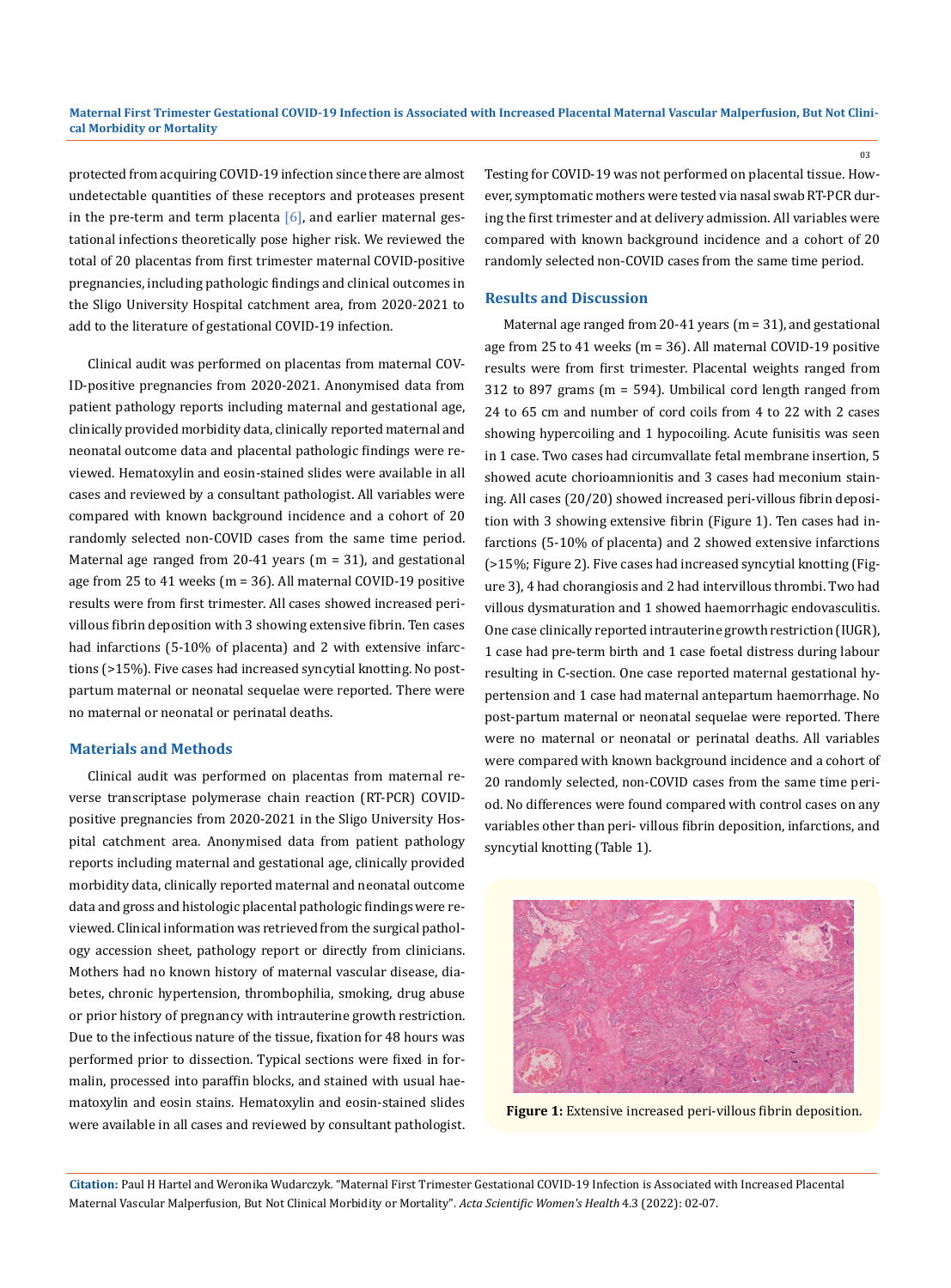protected from acquiring COVID-19 infection since there are almost undetectable quantities of these receptors and proteases present in the pre-term and term placenta [6], and earlier maternal gestational infections theoretically pose higher risk. We reviewed the total of 20 placentas from first trimester maternal COVID-positive pregnancies, including pathologic findings and clinical outcomes in the Sligo University Hospital catchment area, from 2020-2021 to add to the literature of gestational COVID-19 infection.

Clinical audit was performed on placentas from maternal COVID-positive pregnancies from 2020-2021. Anonymised data from patient pathology reports including maternal and gestational age, clinically provided morbidity data, clinically reported maternal and neonatal outcome data and placental pathologic findings were reviewed. Hematoxylin and eosin-stained slides were available in all cases and reviewed by a consultant pathologist. All variables were compared with known background incidence and a cohort of 20 randomly selected non-COVID cases from the same time period. Maternal age ranged from 20-41 years (m = 31), and gestational age from 25 to 41 weeks (m = 36). All maternal COVID-19 positive results were from first trimester. All cases showed increased peri-villous fibrin deposition with 3 showing extensive fibrin. Ten cases had infarctions (5-10% of placenta) and 2 with extensive infarctions (>15%). Five cases had increased syncytial knotting. No post-partum maternal or neonatal sequelae were reported. There were no maternal or neonatal or perinatal deaths.

## Materials and Methods

Clinical audit was performed on placentas from maternal reverse transcriptase polymerase chain reaction (RT-PCR) COVID-positive pregnancies from 2020-2021 in the Sligo University Hospital catchment area. Anonymised data from patient pathology reports including maternal and gestational age, clinically provided morbidity data, clinically reported maternal and neonatal outcome data and gross and histologic placental pathologic findings were reviewed. Clinical information was retrieved from the surgical pathology accession sheet, pathology report or directly from clinicians. Mothers had no known history of maternal vascular disease, diabetes, chronic hypertension, thrombophilia, smoking, drug abuse or prior history of pregnancy with intrauterine growth restriction. Due to the infectious nature of the tissue, fixation for 48 hours was performed prior to dissection. Typical sections were fixed in formalin, processed into paraffin blocks, and stained with usual haematoxylin and eosin stains. Hematoxylin and eosin-stained slides were available in all cases and reviewed by consultant pathologist. Testing for COVID-19 was not performed on placental tissue. However, symptomatic mothers were tested via nasal swab RT-PCR during the first trimester and at delivery admission. All variables were compared with known background incidence and a cohort of 20 randomly selected non-COVID cases from the same time period.

## Results and Discussion

Maternal age ranged from 20-41 years (m = 31), and gestational age from 25 to 41 weeks (m = 36). All maternal COVID-19 positive results were from first trimester. Placental weights ranged from 312 to 897 grams (m = 594). Umbilical cord length ranged from 24 to 65 cm and number of cord coils from 4 to 22 with 2 cases showing hypercoiling and 1 hypocoiling. Acute funisitis was seen in 1 case. Two cases had circumvallate fetal membrane insertion, 5 showed acute chorioamnionitis and 3 cases had meconium staining. All cases (20/20) showed increased peri-villous fibrin deposition with 3 showing extensive fibrin (Figure 1). Ten cases had infarctions (5-10% of placenta) and 2 showed extensive infarctions (>15%; Figure 2). Five cases had increased syncytial knotting (Figure 3), 4 had chorangiosis and 2 had intervillous thrombi. Two had villous dysmaturation and 1 showed haemorrhagic endovasculitis. One case clinically reported intrauterine growth restriction (IUGR), 1 case had pre-term birth and 1 case foetal distress during labour resulting in C-section. One case reported maternal gestational hypertension and 1 case had maternal antepartum haemorrhage. No post-partum maternal or neonatal sequelae were reported. There were no maternal or neonatal or perinatal deaths. All variables were compared with known background incidence and a cohort of 20 randomly selected, non-COVID cases from the same time period. No differences were found compared with control cases on any variables other than peri- villous fibrin deposition, infarctions, and syncytial knotting (Table 1).

**Figure 1:** Extensive increased peri-villous fibrin deposition.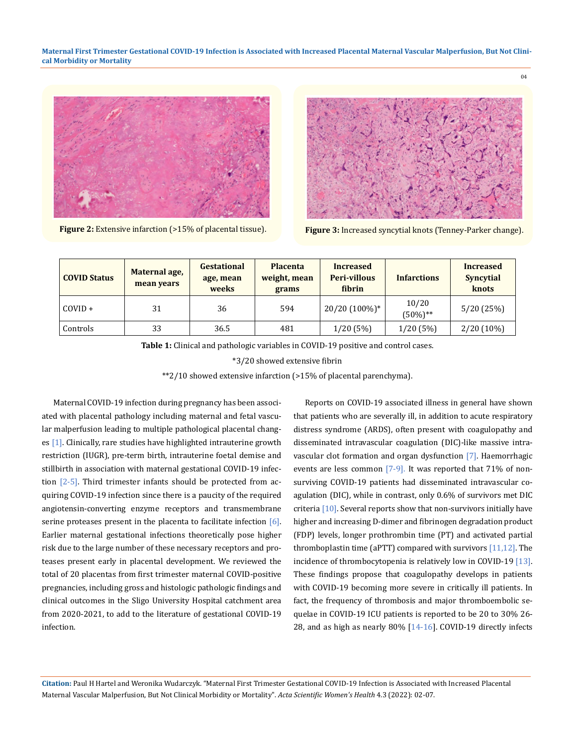Figure 2: Extensive infarction (>15% of placental tissue).

Figure 3: Increased syncytial knots (Tenney-Parker change).

| COVID Status | Maternal age, mean years | Gestational age, mean weeks | Placenta weight, mean grams | Increased Peri-villous fibrin | Infarctions | Increased Syncytial knots |
|---|---|---|---|---|---|---|
| COVID + | 31 | 36 | 594 | 20/20 (100%)* | 10/20 (50%)** | 5/20 (25%) |
| Controls | 33 | 36.5 | 481 | 1/20 (5%) | 1/20 (5%) | 2/20 (10%) |

**Table 1:** Clinical and pathologic variables in COVID-19 positive and control cases.

*3/20 showed extensive fibrin

**2/10 showed extensive infarction (>15% of placental parenchyma).

Maternal COVID-19 infection during pregnancy has been associated with placental pathology including maternal and fetal vascular malperfusion leading to multiple pathological placental changes [1]. Clinically, rare studies have highlighted intrauterine growth restriction (IUGR), pre-term birth, intrauterine foetal demise and stillbirth in association with maternal gestational COVID-19 infection [2-5]. Third trimester infants should be protected from acquiring COVID-19 infection since there is a paucity of the required angiotensin-converting enzyme receptors and transmembrane serine proteases present in the placenta to facilitate infection [6]. Earlier maternal gestational infections theoretically pose higher risk due to the large number of these necessary receptors and proteases present early in placental development. We reviewed the total of 20 placentas from first trimester maternal COVID-positive pregnancies, including gross and histologic pathologic findings and clinical outcomes in the Sligo University Hospital catchment area from 2020-2021, to add to the literature of gestational COVID-19 infection.

Reports on COVID-19 associated illness in general have shown that patients who are severally ill, in addition to acute respiratory distress syndrome (ARDS), often present with coagulopathy and disseminated intravascular coagulation (DIC)-like massive intravascular clot formation and organ dysfunction [7]. Haemorrhagic events are less common [7-9]. It was reported that 71% of non-surviving COVID-19 patients had disseminated intravascular coagulation (DIC), while in contrast, only 0.6% of survivors met DIC criteria [10]. Several reports show that non-survivors initially have higher and increasing D-dimer and fibrinogen degradation product (FDP) levels, longer prothrombin time (PT) and activated partial thromboplastin time (aPTT) compared with survivors [11,12]. The incidence of thrombocytopenia is relatively low in COVID-19 [13]. These findings propose that coagulopathy develops in patients with COVID-19 becoming more severe in critically ill patients. In fact, the frequency of thrombosis and major thromboembolic sequelae in COVID-19 ICU patients is reported to be 20 to 30% 26-28, and as high as nearly 80% [14-16]. COVID-19 directly infects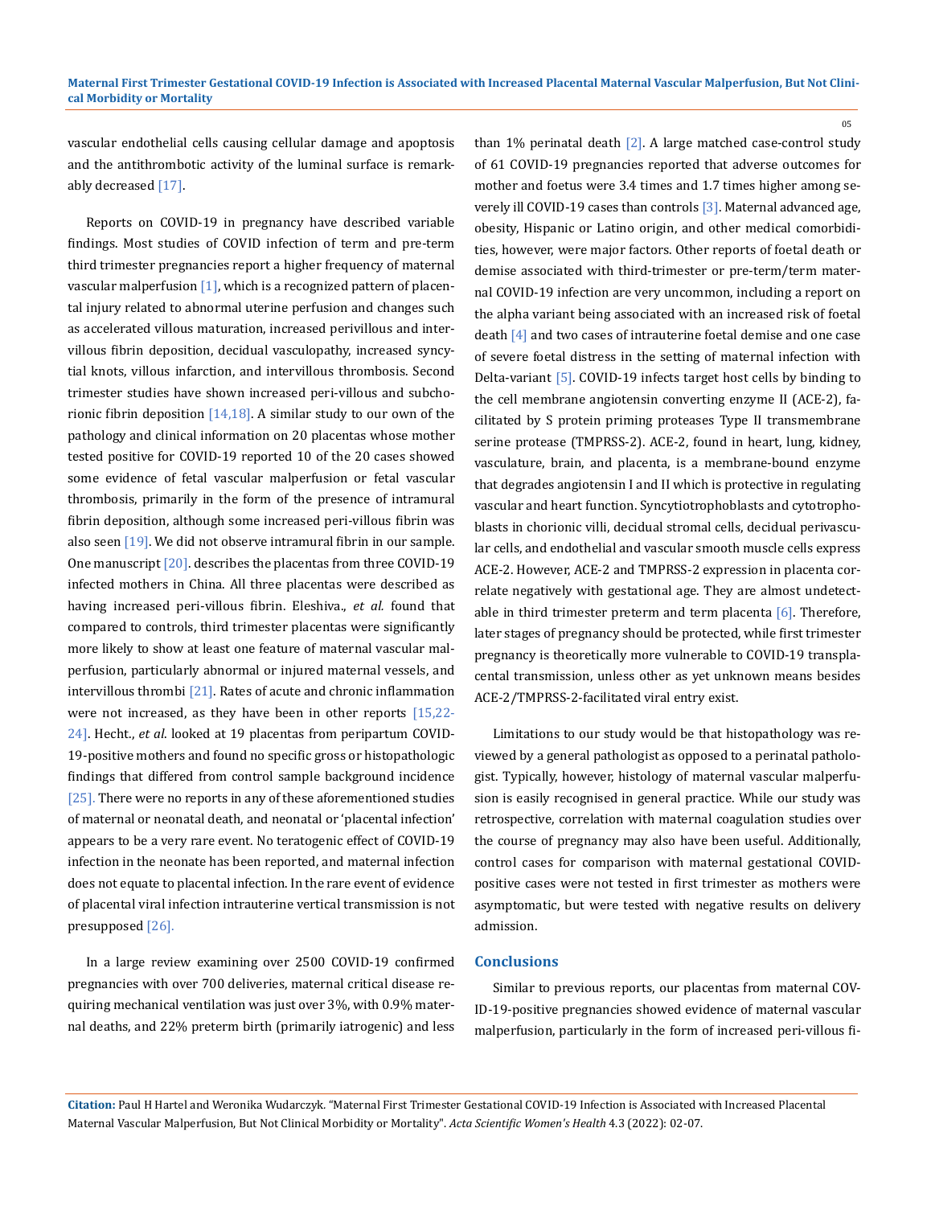vascular endothelial cells causing cellular damage and apoptosis and the antithrombotic activity of the luminal surface is remarkably decreased [17].

Reports on COVID-19 in pregnancy have described variable findings. Most studies of COVID infection of term and pre-term third trimester pregnancies report a higher frequency of maternal vascular malperfusion [1], which is a recognized pattern of placental injury related to abnormal uterine perfusion and changes such as accelerated villous maturation, increased perivillous and intervillous fibrin deposition, decidual vasculopathy, increased syncytial knots, villous infarction, and intervillous thrombosis. Second trimester studies have shown increased peri-villous and subchorionic fibrin deposition [14,18]. A similar study to our own of the pathology and clinical information on 20 placentas whose mother tested positive for COVID-19 reported 10 of the 20 cases showed some evidence of fetal vascular malperfusion or fetal vascular thrombosis, primarily in the form of the presence of intramural fibrin deposition, although some increased peri-villous fibrin was also seen [19]. We did not observe intramural fibrin in our sample. One manuscript [20]. describes the placentas from three COVID-19 infected mothers in China. All three placentas were described as having increased peri-villous fibrin. Eleshiva., *et al.* found that compared to controls, third trimester placentas were significantly more likely to show at least one feature of maternal vascular malperfusion, particularly abnormal or injured maternal vessels, and intervillous thrombi [21]. Rates of acute and chronic inflammation were not increased, as they have been in other reports [15,22-24]. Hecht., *et al*. looked at 19 placentas from peripartum COVID-19-positive mothers and found no specific gross or histopathologic findings that differed from control sample background incidence [25]. There were no reports in any of these aforementioned studies of maternal or neonatal death, and neonatal or 'placental infection' appears to be a very rare event. No teratogenic effect of COVID-19 infection in the neonate has been reported, and maternal infection does not equate to placental infection. In the rare event of evidence of placental viral infection intrauterine vertical transmission is not presupposed [26].

In a large review examining over 2500 COVID-19 confirmed pregnancies with over 700 deliveries, maternal critical disease requiring mechanical ventilation was just over 3%, with 0.9% maternal deaths, and 22% preterm birth (primarily iatrogenic) and less than 1% perinatal death [2]. A large matched case-control study of 61 COVID-19 pregnancies reported that adverse outcomes for mother and foetus were 3.4 times and 1.7 times higher among severely ill COVID-19 cases than controls [3]. Maternal advanced age, obesity, Hispanic or Latino origin, and other medical comorbidities, however, were major factors. Other reports of foetal death or demise associated with third-trimester or pre-term/term maternal COVID-19 infection are very uncommon, including a report on the alpha variant being associated with an increased risk of foetal death [4] and two cases of intrauterine foetal demise and one case of severe foetal distress in the setting of maternal infection with Delta-variant [5]. COVID-19 infects target host cells by binding to the cell membrane angiotensin converting enzyme II (ACE-2), facilitated by S protein priming proteases Type II transmembrane serine protease (TMPRSS-2). ACE-2, found in heart, lung, kidney, vasculature, brain, and placenta, is a membrane-bound enzyme that degrades angiotensin I and II which is protective in regulating vascular and heart function. Syncytiotrophoblasts and cytotrophoblasts in chorionic villi, decidual stromal cells, decidual perivascular cells, and endothelial and vascular smooth muscle cells express ACE-2. However, ACE-2 and TMPRSS-2 expression in placenta correlate negatively with gestational age. They are almost undetectable in third trimester preterm and term placenta [6]. Therefore, later stages of pregnancy should be protected, while first trimester pregnancy is theoretically more vulnerable to COVID-19 transplacental transmission, unless other as yet unknown means besides ACE-2/TMPRSS-2-facilitated viral entry exist.

Limitations to our study would be that histopathology was reviewed by a general pathologist as opposed to a perinatal pathologist. Typically, however, histology of maternal vascular malperfusion is easily recognised in general practice. While our study was retrospective, correlation with maternal coagulation studies over the course of pregnancy may also have been useful. Additionally, control cases for comparison with maternal gestational COVID-positive cases were not tested in first trimester as mothers were asymptomatic, but were tested with negative results on delivery admission.

## Conclusions

Similar to previous reports, our placentas from maternal COVID-19-positive pregnancies showed evidence of maternal vascular malperfusion, particularly in the form of increased peri-villous fi-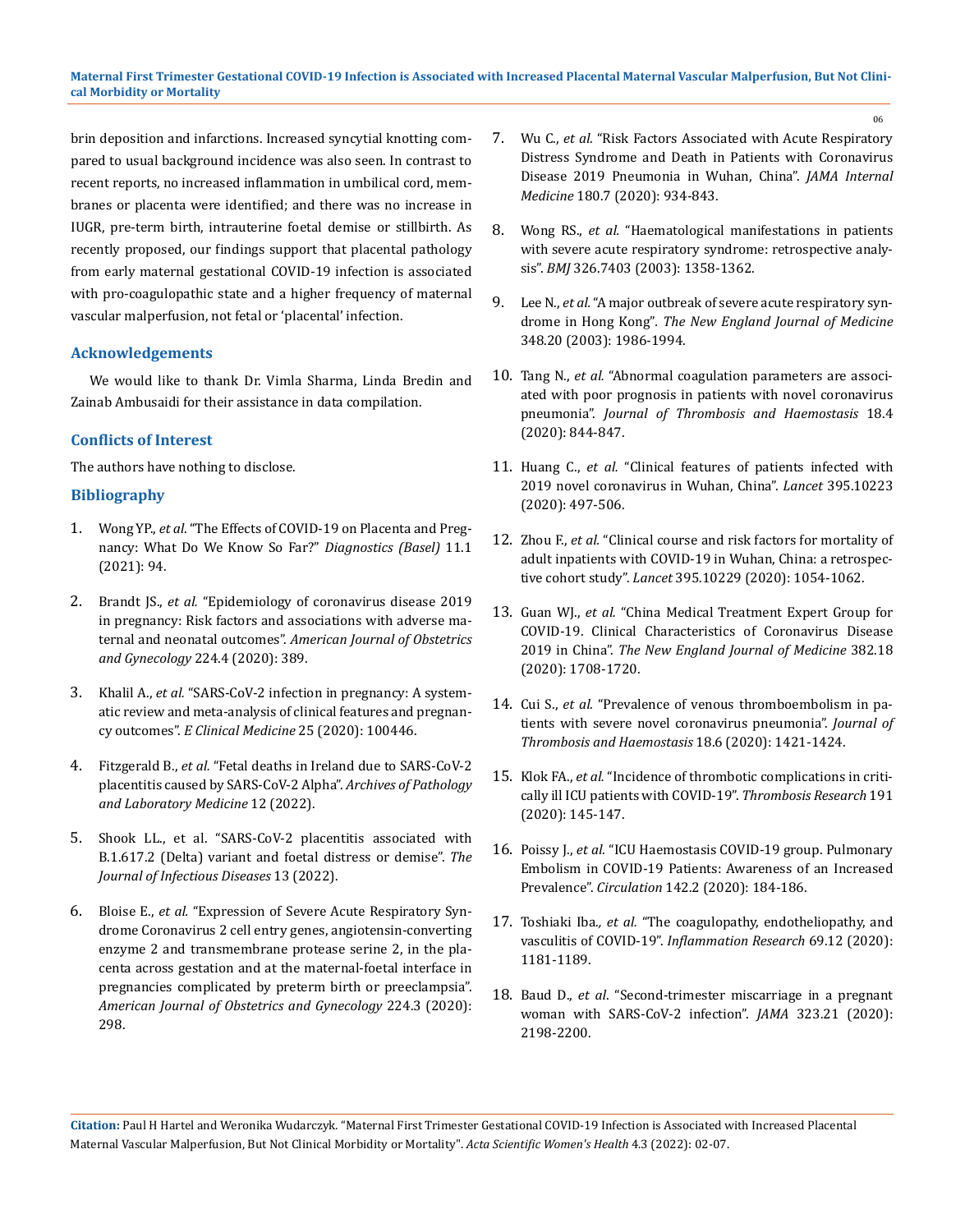brin deposition and infarctions. Increased syncytial knotting compared to usual background incidence was also seen. In contrast to recent reports, no increased inflammation in umbilical cord, membranes or placenta were identified; and there was no increase in IUGR, pre-term birth, intrauterine foetal demise or stillbirth. As recently proposed, our findings support that placental pathology from early maternal gestational COVID-19 infection is associated with pro-coagulopathic state and a higher frequency of maternal vascular malperfusion, not fetal or 'placental' infection.

## Acknowledgements

We would like to thank Dr. Vimla Sharma, Linda Bredin and Zainab Ambusaidi for their assistance in data compilation.

## Conflicts of Interest

The authors have nothing to disclose.

## Bibliography

1. Wong YP., *et al*. "The Effects of COVID-19 on Placenta and Pregnancy: What Do We Know So Far?" *Diagnostics (Basel)* 11.1 (2021): 94.
2. Brandt JS., *et al.* "Epidemiology of coronavirus disease 2019 in pregnancy: Risk factors and associations with adverse maternal and neonatal outcomes". *American Journal of Obstetrics and Gynecology* 224.4 (2020): 389.
3. Khalil A., *et al.* "SARS-CoV-2 infection in pregnancy: A systematic review and meta-analysis of clinical features and pregnancy outcomes". *E Clinical Medicine* 25 (2020): 100446.
4. Fitzgerald B., *et al.* "Fetal deaths in Ireland due to SARS-CoV-2 placentitis caused by SARS-CoV-2 Alpha". *Archives of Pathology and Laboratory Medicine* 12 (2022).
5. Shook LL., et al. "SARS-CoV-2 placentitis associated with B.1.617.2 (Delta) variant and foetal distress or demise". *The Journal of Infectious Diseases* 13 (2022).
6. Bloise E., *et al.* "Expression of Severe Acute Respiratory Syndrome Coronavirus 2 cell entry genes, angiotensin-converting enzyme 2 and transmembrane protease serine 2, in the placenta across gestation and at the maternal-foetal interface in pregnancies complicated by preterm birth or preeclampsia". *American Journal of Obstetrics and Gynecology* 224.3 (2020): 298.
7. Wu C., *et al.* "Risk Factors Associated with Acute Respiratory Distress Syndrome and Death in Patients with Coronavirus Disease 2019 Pneumonia in Wuhan, China". *JAMA Internal Medicine* 180.7 (2020): 934-843.
8. Wong RS., *et al.* "Haematological manifestations in patients with severe acute respiratory syndrome: retrospective analysis". *BMJ* 326.7403 (2003): 1358-1362.
9. Lee N., *et al*. "A major outbreak of severe acute respiratory syndrome in Hong Kong". *The New England Journal of Medicine* 348.20 (2003): 1986-1994.
10. Tang N., *et al.* "Abnormal coagulation parameters are associated with poor prognosis in patients with novel coronavirus pneumonia". *Journal of Thrombosis and Haemostasis* 18.4 (2020): 844-847.
11. Huang C., *et al.* "Clinical features of patients infected with 2019 novel coronavirus in Wuhan, China". *Lancet* 395.10223 (2020): 497-506.
12. Zhou F., *et al.* "Clinical course and risk factors for mortality of adult inpatients with COVID-19 in Wuhan, China: a retrospective cohort study". *Lancet* 395.10229 (2020): 1054-1062.
13. Guan WJ., *et al.* "China Medical Treatment Expert Group for COVID-19. Clinical Characteristics of Coronavirus Disease 2019 in China". *The New England Journal of Medicine* 382.18 (2020): 1708-1720.
14. Cui S., *et al.* "Prevalence of venous thromboembolism in patients with severe novel coronavirus pneumonia". *Journal of Thrombosis and Haemostasis* 18.6 (2020): 1421-1424.
15. Klok FA., *et al.* "Incidence of thrombotic complications in critically ill ICU patients with COVID-19". *Thrombosis Research* 191 (2020): 145-147.
16. Poissy J., *et al.* "ICU Haemostasis COVID-19 group. Pulmonary Embolism in COVID-19 Patients: Awareness of an Increased Prevalence". *Circulation* 142.2 (2020): 184-186.
17. Toshiaki Iba*., et al.* "The coagulopathy, endotheliopathy, and vasculitis of COVID-19". *Inflammation Research* 69.12 (2020): 1181-1189.
18. Baud D., *et al*. "Second-trimester miscarriage in a pregnant woman with SARS-CoV-2 infection". *JAMA* 323.21 (2020): 2198-2200.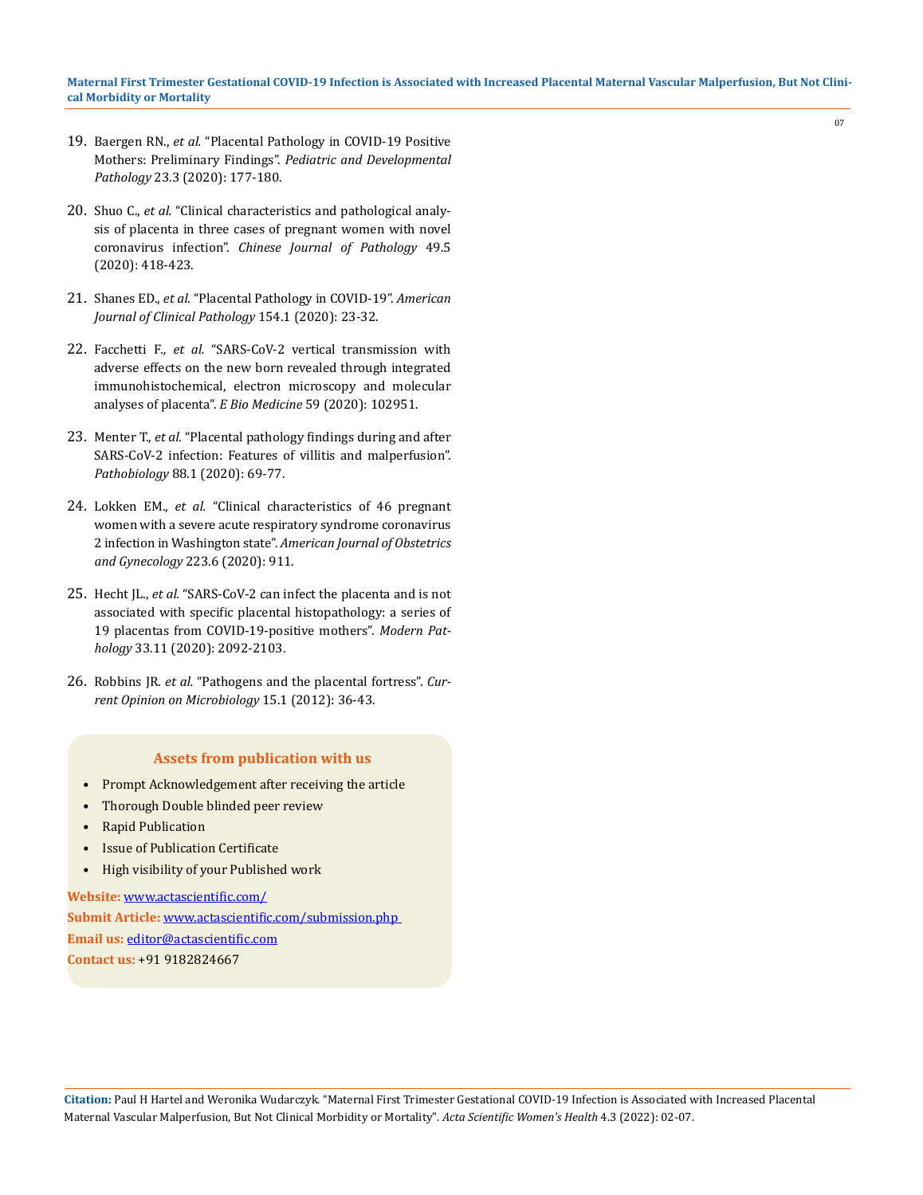19. Baergen RN., *et al.* "Placental Pathology in COVID-19 Positive Mothers: Preliminary Findings". *Pediatric and Developmental Pathology* 23.3 (2020): 177-180.
20. Shuo C., *et al.* "Clinical characteristics and pathological analysis of placenta in three cases of pregnant women with novel coronavirus infection". *Chinese Journal of Pathology* 49.5 (2020): 418-423.
21. Shanes ED., *et al.* "Placental Pathology in COVID-19". *American Journal of Clinical Pathology* 154.1 (2020): 23-32.
22. Facchetti F., *et al.* "SARS-CoV-2 vertical transmission with adverse effects on the new born revealed through integrated immunohistochemical, electron microscopy and molecular analyses of placenta". *E Bio Medicine* 59 (2020): 102951.
23. Menter T., *et al.* "Placental pathology findings during and after SARS-CoV-2 infection: Features of villitis and malperfusion". *Pathobiology* 88.1 (2020): 69-77.
24. Lokken EM., *et al.* "Clinical characteristics of 46 pregnant women with a severe acute respiratory syndrome coronavirus 2 infection in Washington state". *American Journal of Obstetrics and Gynecology* 223.6 (2020): 911.
25. Hecht JL., *et al.* "SARS-CoV-2 can infect the placenta and is not associated with specific placental histopathology: a series of 19 placentas from COVID-19-positive mothers". *Modern Pathology* 33.11 (2020): 2092-2103.
26. Robbins JR. *et al.* "Pathogens and the placental fortress". *Current Opinion on Microbiology* 15.1 (2012): 36-43.

**Assets from publication with us**

- Prompt Acknowledgement after receiving the article
- Thorough Double blinded peer review
- Rapid Publication
- Issue of Publication Certificate
- High visibility of your Published work

**Website:** www.actascientific.com/
**Submit Article:** www.actascientific.com/submission.php
**Email us:** editor@actascientific.com
**Contact us:** +91 9182824667